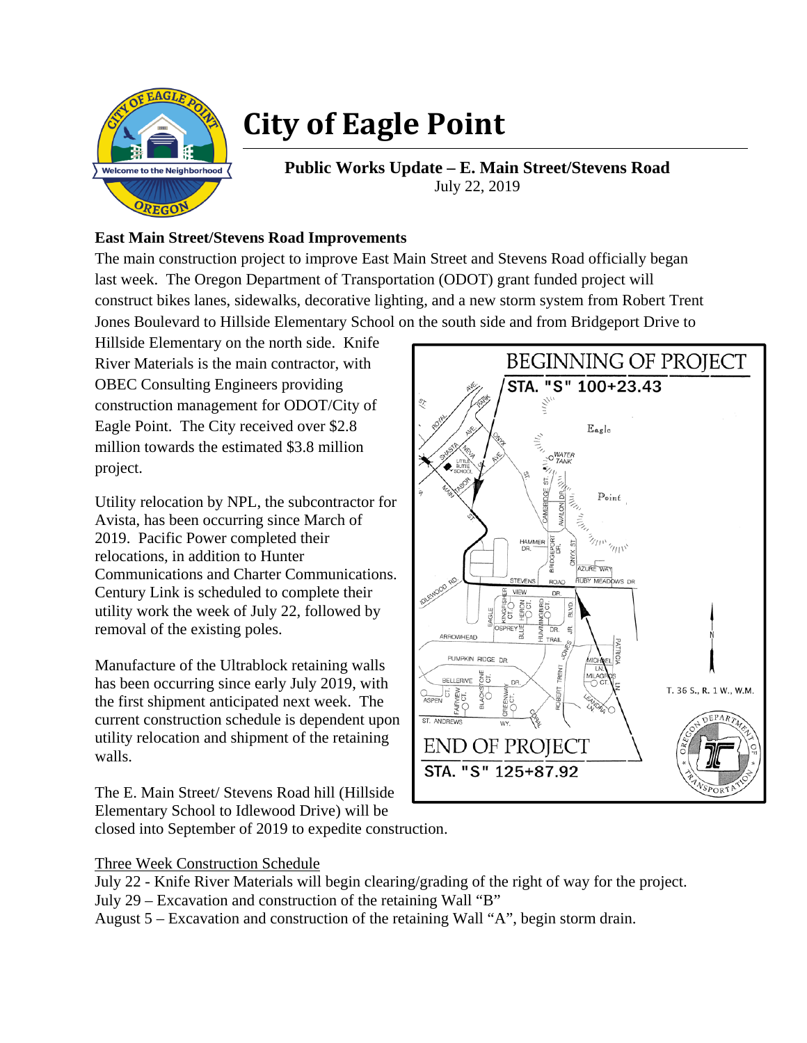# City of Eagle Point

**Public Works Update – E. Main Street/Stevens Road**
July 22, 2019

**East Main Street/Stevens Road Improvements**

The main construction project to improve East Main Street and Stevens Road officially began last week. The Oregon Department of Transportation (ODOT) grant funded project will construct bikes lanes, sidewalks, decorative lighting, and a new storm system from Robert Trent Jones Boulevard to Hillside Elementary School on the south side and from Bridgeport Drive to Hillside Elementary on the north side. Knife River Materials is the main contractor, with OBEC Consulting Engineers providing construction management for ODOT/City of Eagle Point. The City received over $2.8 million towards the estimated $3.8 million project.

Utility relocation by NPL, the subcontractor for Avista, has been occurring since March of 2019. Pacific Power completed their relocations, in addition to Hunter Communications and Charter Communications. Century Link is scheduled to complete their utility work the week of July 22, followed by removal of the existing poles.

Manufacture of the Ultrablock retaining walls has been occurring since early July 2019, with the first shipment anticipated next week. The current construction schedule is dependent upon utility relocation and shipment of the retaining walls.

The E. Main Street/ Stevens Road hill (Hillside Elementary School to Idlewood Drive) will be closed into September of 2019 to expedite construction.

BEGINNING OF PROJECT
STA. "S" 100+23.43

END OF PROJECT
STA. "S" 125+87.92

T. 36 S., R. 1 W., W.M.

<u>Three Week Construction Schedule</u>

July 22 - Knife River Materials will begin clearing/grading of the right of way for the project.
July 29 – Excavation and construction of the retaining Wall "B"
August 5 – Excavation and construction of the retaining Wall "A", begin storm drain.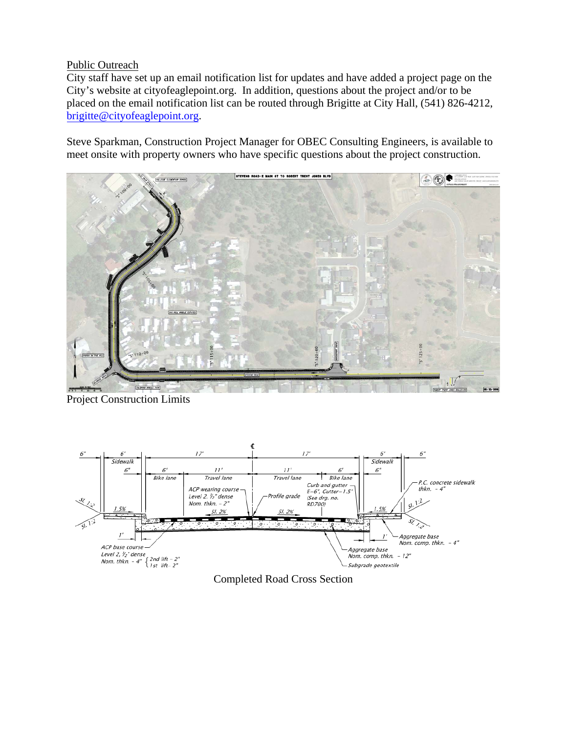Public Outreach

City staff have set up an email notification list for updates and have added a project page on the City's website at cityofeaglepoint.org. In addition, questions about the project and/or to be placed on the email notification list can be routed through Brigitte at City Hall, (541) 826-4212, brigitte@cityofeaglepoint.org.

Steve Sparkman, Construction Project Manager for OBEC Consulting Engineers, is available to meet onsite with property owners who have specific questions about the project construction.

Project Construction Limits

Completed Road Cross Section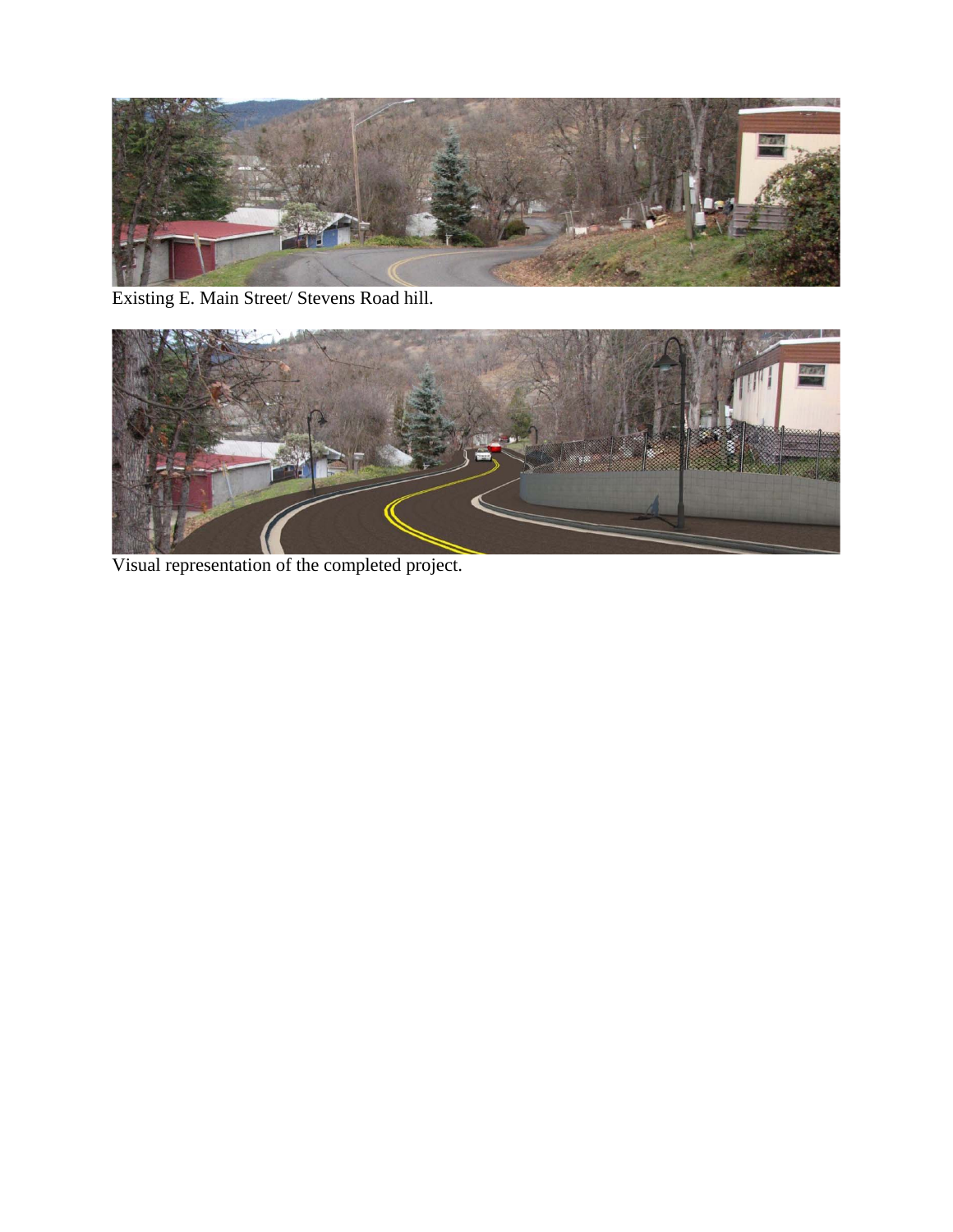Existing E. Main Street/ Stevens Road hill.

Visual representation of the completed project.